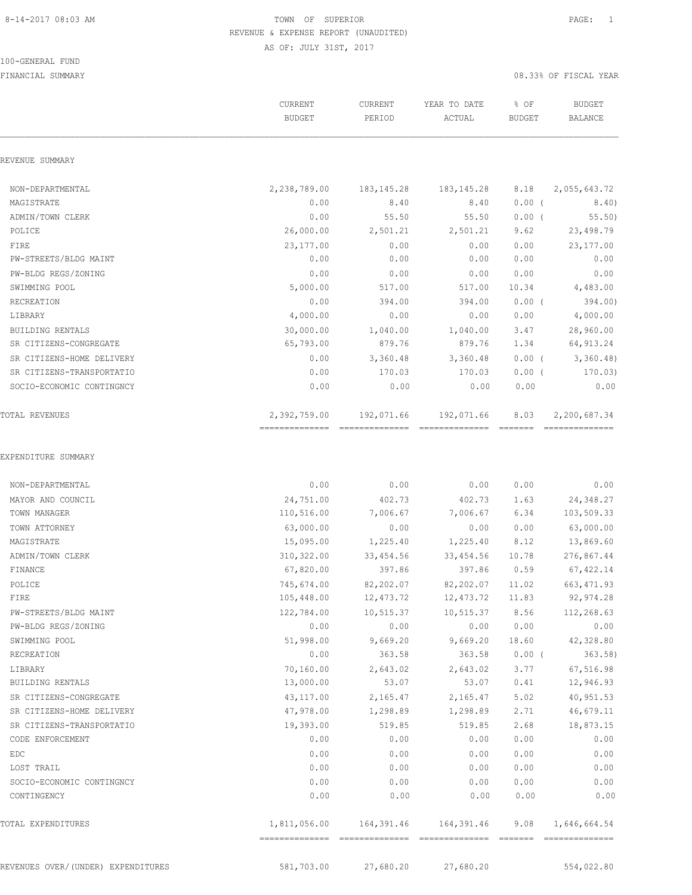TOWN OF SUPERIOR
REVENUE & EXPENSE REPORT (UNAUDITED)
AS OF: JULY 31ST, 2017

100-GENERAL FUND

FINANCIAL SUMMARY

08.33% OF FISCAL YEAR

| | CURRENT BUDGET | CURRENT PERIOD | YEAR TO DATE ACTUAL | % OF BUDGET | BUDGET BALANCE |
|---|---|---|---|---|---|
| **REVENUE SUMMARY** | | | | | |
| NON-DEPARTMENTAL | 2,238,789.00 | 183,145.28 | 183,145.28 | 8.18 | 2,055,643.72 |
| MAGISTRATE | 0.00 | 8.40 | 8.40 | 0.00 ( | 8.40) |
| ADMIN/TOWN CLERK | 0.00 | 55.50 | 55.50 | 0.00 ( | 55.50) |
| POLICE | 26,000.00 | 2,501.21 | 2,501.21 | 9.62 | 23,498.79 |
| FIRE | 23,177.00 | 0.00 | 0.00 | 0.00 | 23,177.00 |
| PW-STREETS/BLDG MAINT | 0.00 | 0.00 | 0.00 | 0.00 | 0.00 |
| PW-BLDG REGS/ZONING | 0.00 | 0.00 | 0.00 | 0.00 | 0.00 |
| SWIMMING POOL | 5,000.00 | 517.00 | 517.00 | 10.34 | 4,483.00 |
| RECREATION | 0.00 | 394.00 | 394.00 | 0.00 ( | 394.00) |
| LIBRARY | 4,000.00 | 0.00 | 0.00 | 0.00 | 4,000.00 |
| BUILDING RENTALS | 30,000.00 | 1,040.00 | 1,040.00 | 3.47 | 28,960.00 |
| SR CITIZENS-CONGREGATE | 65,793.00 | 879.76 | 879.76 | 1.34 | 64,913.24 |
| SR CITIZENS-HOME DELIVERY | 0.00 | 3,360.48 | 3,360.48 | 0.00 ( | 3,360.48) |
| SR CITIZENS-TRANSPORTATIO | 0.00 | 170.03 | 170.03 | 0.00 ( | 170.03) |
| SOCIO-ECONOMIC CONTINGNCY | 0.00 | 0.00 | 0.00 | 0.00 | 0.00 |
| TOTAL REVENUES | 2,392,759.00 | 192,071.66 | 192,071.66 | 8.03 | 2,200,687.34 |
| **EXPENDITURE SUMMARY** | | | | | |
| NON-DEPARTMENTAL | 0.00 | 0.00 | 0.00 | 0.00 | 0.00 |
| MAYOR AND COUNCIL | 24,751.00 | 402.73 | 402.73 | 1.63 | 24,348.27 |
| TOWN MANAGER | 110,516.00 | 7,006.67 | 7,006.67 | 6.34 | 103,509.33 |
| TOWN ATTORNEY | 63,000.00 | 0.00 | 0.00 | 0.00 | 63,000.00 |
| MAGISTRATE | 15,095.00 | 1,225.40 | 1,225.40 | 8.12 | 13,869.60 |
| ADMIN/TOWN CLERK | 310,322.00 | 33,454.56 | 33,454.56 | 10.78 | 276,867.44 |
| FINANCE | 67,820.00 | 397.86 | 397.86 | 0.59 | 67,422.14 |
| POLICE | 745,674.00 | 82,202.07 | 82,202.07 | 11.02 | 663,471.93 |
| FIRE | 105,448.00 | 12,473.72 | 12,473.72 | 11.83 | 92,974.28 |
| PW-STREETS/BLDG MAINT | 122,784.00 | 10,515.37 | 10,515.37 | 8.56 | 112,268.63 |
| PW-BLDG REGS/ZONING | 0.00 | 0.00 | 0.00 | 0.00 | 0.00 |
| SWIMMING POOL | 51,998.00 | 9,669.20 | 9,669.20 | 18.60 | 42,328.80 |
| RECREATION | 0.00 | 363.58 | 363.58 | 0.00 ( | 363.58) |
| LIBRARY | 70,160.00 | 2,643.02 | 2,643.02 | 3.77 | 67,516.98 |
| BUILDING RENTALS | 13,000.00 | 53.07 | 53.07 | 0.41 | 12,946.93 |
| SR CITIZENS-CONGREGATE | 43,117.00 | 2,165.47 | 2,165.47 | 5.02 | 40,951.53 |
| SR CITIZENS-HOME DELIVERY | 47,978.00 | 1,298.89 | 1,298.89 | 2.71 | 46,679.11 |
| SR CITIZENS-TRANSPORTATIO | 19,393.00 | 519.85 | 519.85 | 2.68 | 18,873.15 |
| CODE ENFORCEMENT | 0.00 | 0.00 | 0.00 | 0.00 | 0.00 |
| EDC | 0.00 | 0.00 | 0.00 | 0.00 | 0.00 |
| LOST TRAIL | 0.00 | 0.00 | 0.00 | 0.00 | 0.00 |
| SOCIO-ECONOMIC CONTINGNCY | 0.00 | 0.00 | 0.00 | 0.00 | 0.00 |
| CONTINGENCY | 0.00 | 0.00 | 0.00 | 0.00 | 0.00 |
| TOTAL EXPENDITURES | 1,811,056.00 | 164,391.46 | 164,391.46 | 9.08 | 1,646,664.54 |
| REVENUES OVER/(UNDER) EXPENDITURES | 581,703.00 | 27,680.20 | 27,680.20 | | 554,022.80 |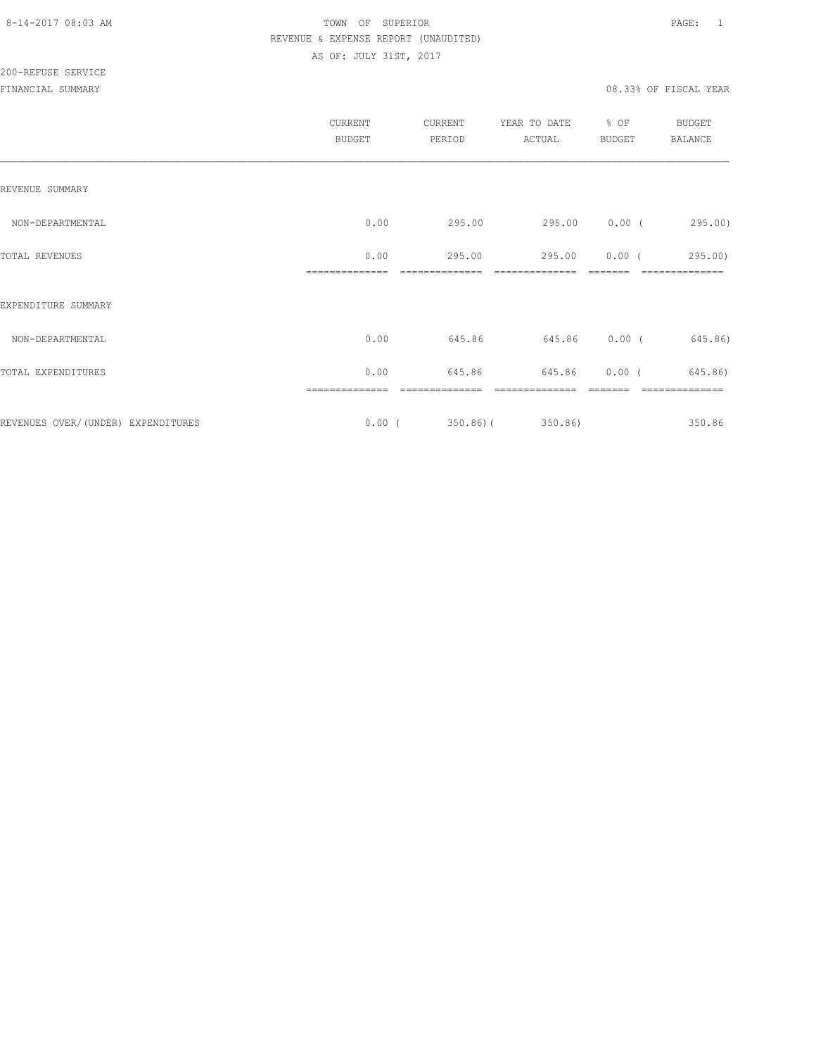TOWN OF SUPERIOR
REVENUE & EXPENSE REPORT (UNAUDITED)
AS OF: JULY 31ST, 2017

200-REFUSE SERVICE
FINANCIAL SUMMARY

08.33% OF FISCAL YEAR

| | CURRENT BUDGET | CURRENT PERIOD | YEAR TO DATE ACTUAL | % OF BUDGET | BUDGET BALANCE |
|---|---|---|---|---|---|
| REVENUE SUMMARY | | | | | |
| NON-DEPARTMENTAL | 0.00 | 295.00 | 295.00 | 0.00 | ( 295.00) |
| TOTAL REVENUES | 0.00 | 295.00 | 295.00 | 0.00 | ( 295.00) |
| EXPENDITURE SUMMARY | | | | | |
| NON-DEPARTMENTAL | 0.00 | 645.86 | 645.86 | 0.00 | ( 645.86) |
| TOTAL EXPENDITURES | 0.00 | 645.86 | 645.86 | 0.00 | ( 645.86) |
| REVENUES OVER/(UNDER) EXPENDITURES | 0.00 | ( 350.86) | ( 350.86) | | 350.86 |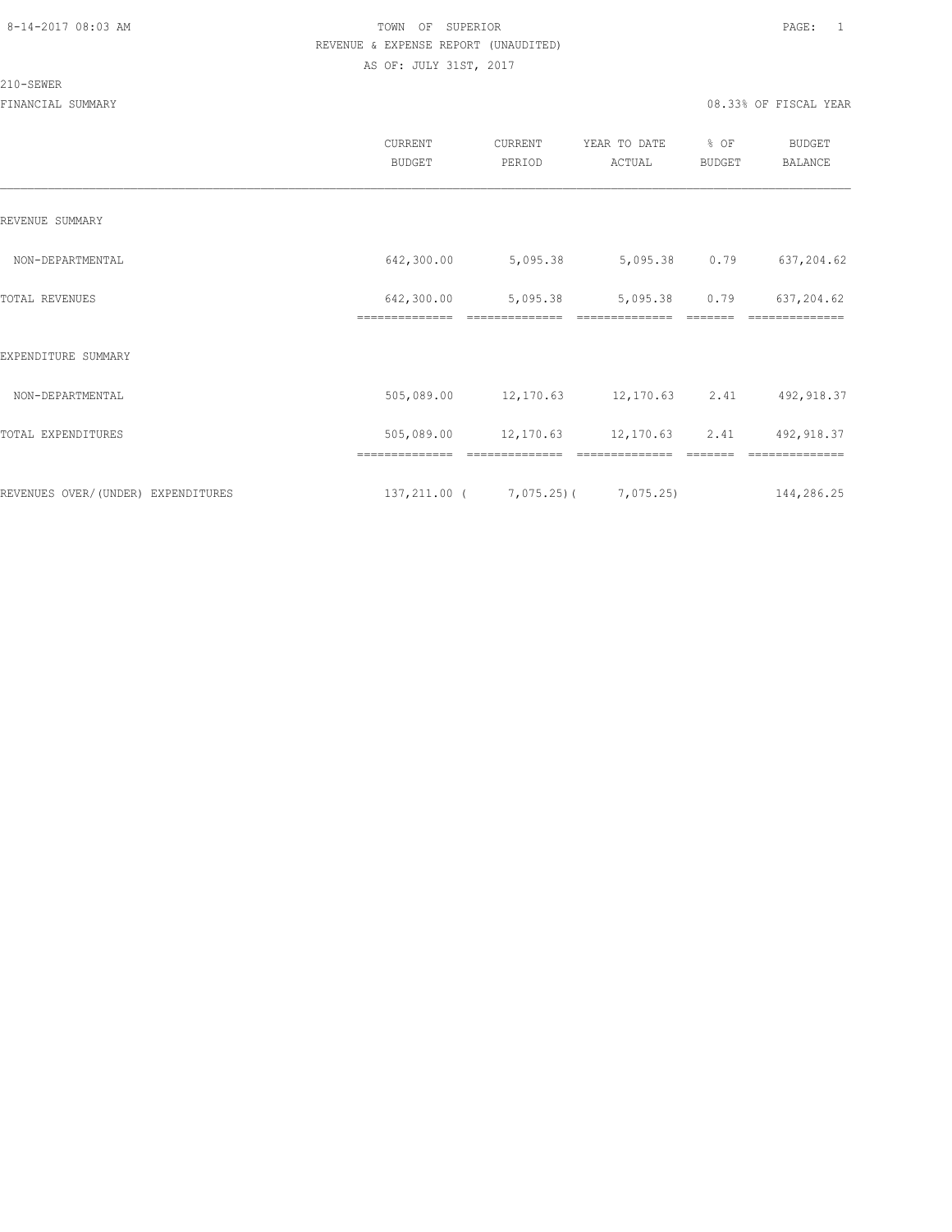8-14-2017 08:03 AM

TOWN OF SUPERIOR

REVENUE & EXPENSE REPORT (UNAUDITED)

AS OF: JULY 31ST, 2017

210-SEWER

FINANCIAL SUMMARY

08.33% OF FISCAL YEAR

| | CURRENT BUDGET | CURRENT PERIOD | YEAR TO DATE ACTUAL | % OF BUDGET | BUDGET BALANCE |
|---|---|---|---|---|---|
| REVENUE SUMMARY | | | | | |
| NON-DEPARTMENTAL | 642,300.00 | 5,095.38 | 5,095.38 | 0.79 | 637,204.62 |
| TOTAL REVENUES | 642,300.00 | 5,095.38 | 5,095.38 | 0.79 | 637,204.62 |
| EXPENDITURE SUMMARY | | | | | |
| NON-DEPARTMENTAL | 505,089.00 | 12,170.63 | 12,170.63 | 2.41 | 492,918.37 |
| TOTAL EXPENDITURES | 505,089.00 | 12,170.63 | 12,170.63 | 2.41 | 492,918.37 |
| REVENUES OVER/(UNDER) EXPENDITURES | 137,211.00 | ( 7,075.25) | ( 7,075.25) | | 144,286.25 |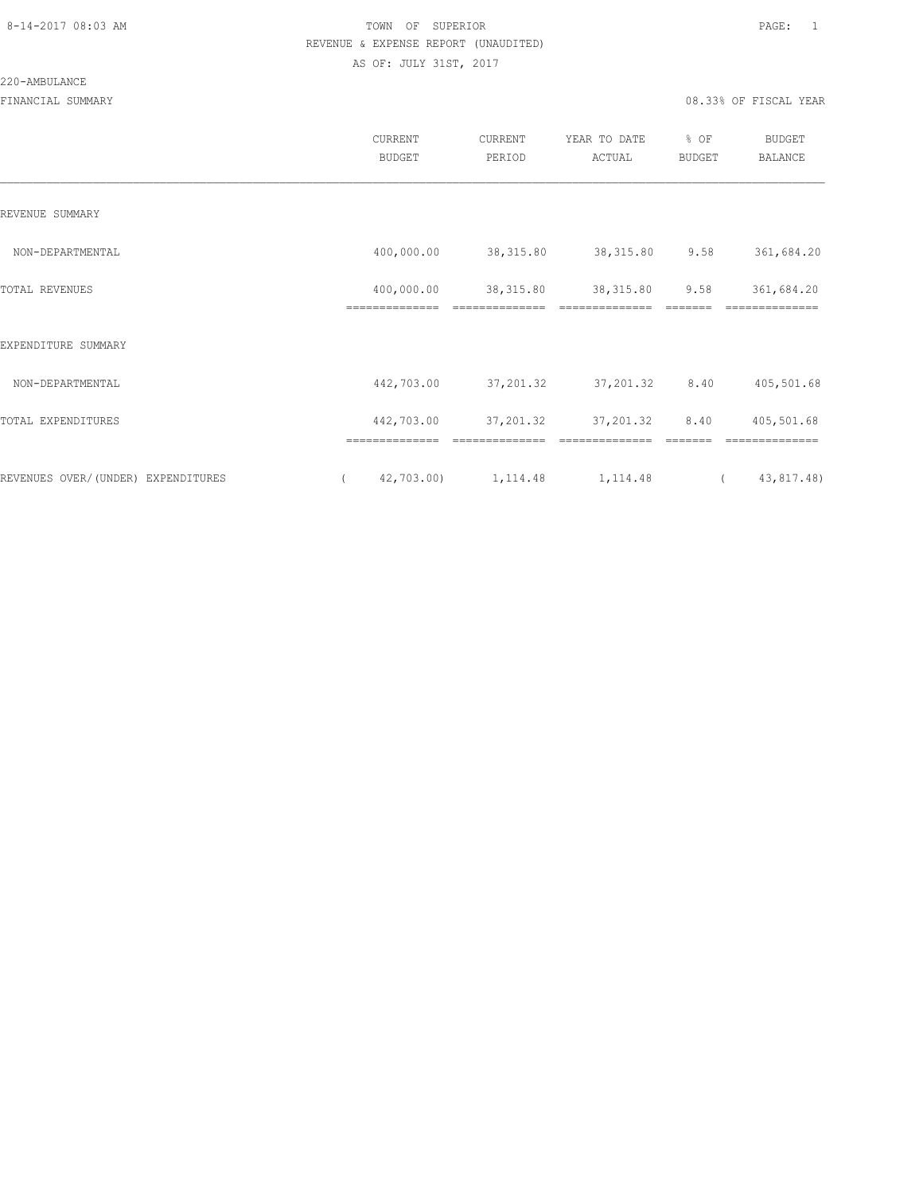TOWN OF SUPERIOR
REVENUE & EXPENSE REPORT (UNAUDITED)
AS OF: JULY 31ST, 2017

220-AMBULANCE

FINANCIAL SUMMARY

08.33% OF FISCAL YEAR

| | CURRENT BUDGET | CURRENT PERIOD | YEAR TO DATE ACTUAL | % OF BUDGET | BUDGET BALANCE |
|---|---|---|---|---|---|
| REVENUE SUMMARY | | | | | |
| NON-DEPARTMENTAL | 400,000.00 | 38,315.80 | 38,315.80 | 9.58 | 361,684.20 |
| TOTAL REVENUES | 400,000.00 | 38,315.80 | 38,315.80 | 9.58 | 361,684.20 |
| EXPENDITURE SUMMARY | | | | | |
| NON-DEPARTMENTAL | 442,703.00 | 37,201.32 | 37,201.32 | 8.40 | 405,501.68 |
| TOTAL EXPENDITURES | 442,703.00 | 37,201.32 | 37,201.32 | 8.40 | 405,501.68 |
| REVENUES OVER/(UNDER) EXPENDITURES | ( 42,703.00) | 1,114.48 | 1,114.48 | | ( 43,817.48) |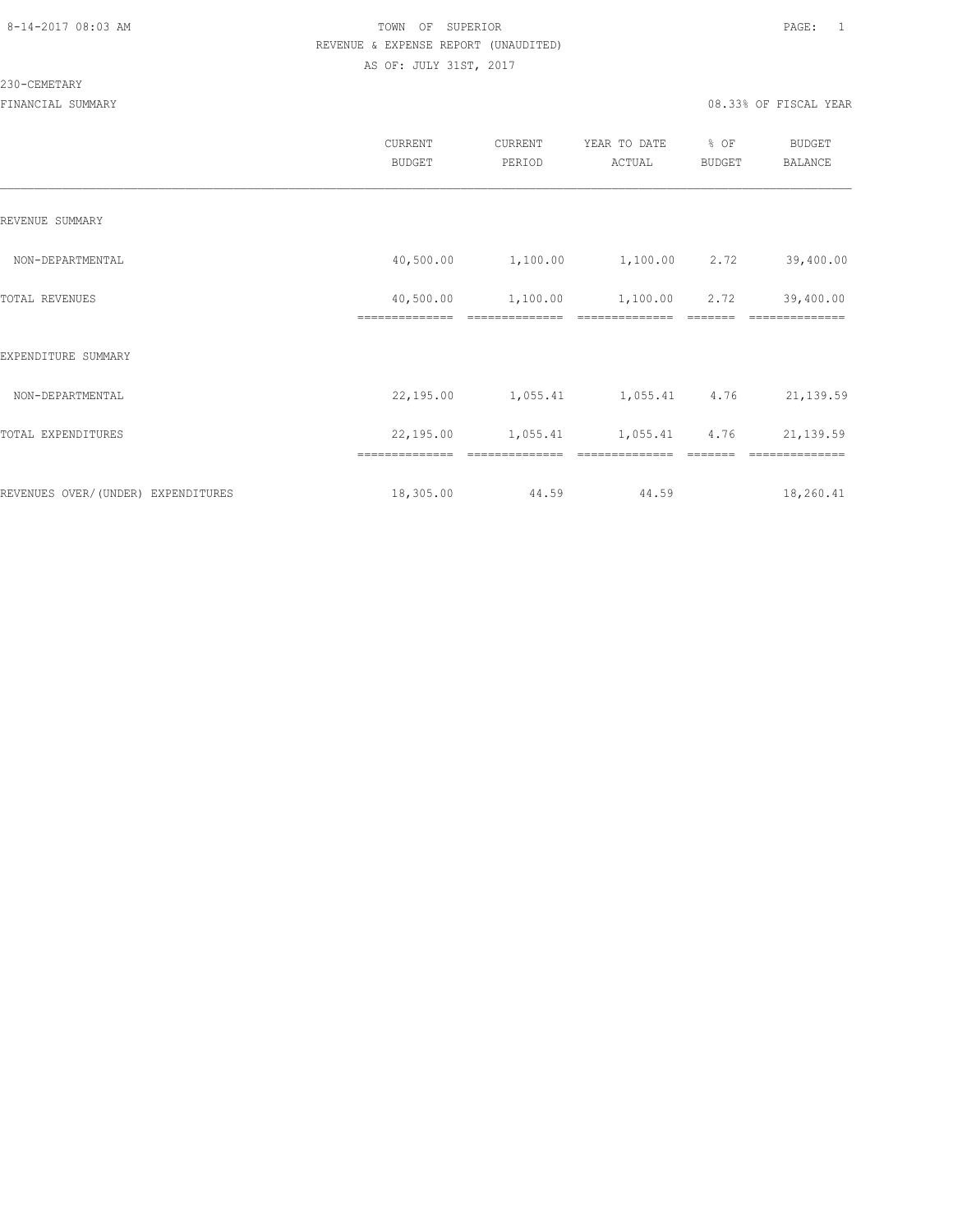TOWN OF SUPERIOR
REVENUE & EXPENSE REPORT (UNAUDITED)
AS OF: JULY 31ST, 2017

230-CEMETARY

FINANCIAL SUMMARY

08.33% OF FISCAL YEAR

| | CURRENT BUDGET | CURRENT PERIOD | YEAR TO DATE ACTUAL | % OF BUDGET | BUDGET BALANCE |
|---|---|---|---|---|---|
| REVENUE SUMMARY | | | | | |
| NON-DEPARTMENTAL | 40,500.00 | 1,100.00 | 1,100.00 | 2.72 | 39,400.00 |
| TOTAL REVENUES | 40,500.00 | 1,100.00 | 1,100.00 | 2.72 | 39,400.00 |
| EXPENDITURE SUMMARY | | | | | |
| NON-DEPARTMENTAL | 22,195.00 | 1,055.41 | 1,055.41 | 4.76 | 21,139.59 |
| TOTAL EXPENDITURES | 22,195.00 | 1,055.41 | 1,055.41 | 4.76 | 21,139.59 |
| REVENUES OVER/(UNDER) EXPENDITURES | 18,305.00 | 44.59 | 44.59 | | 18,260.41 |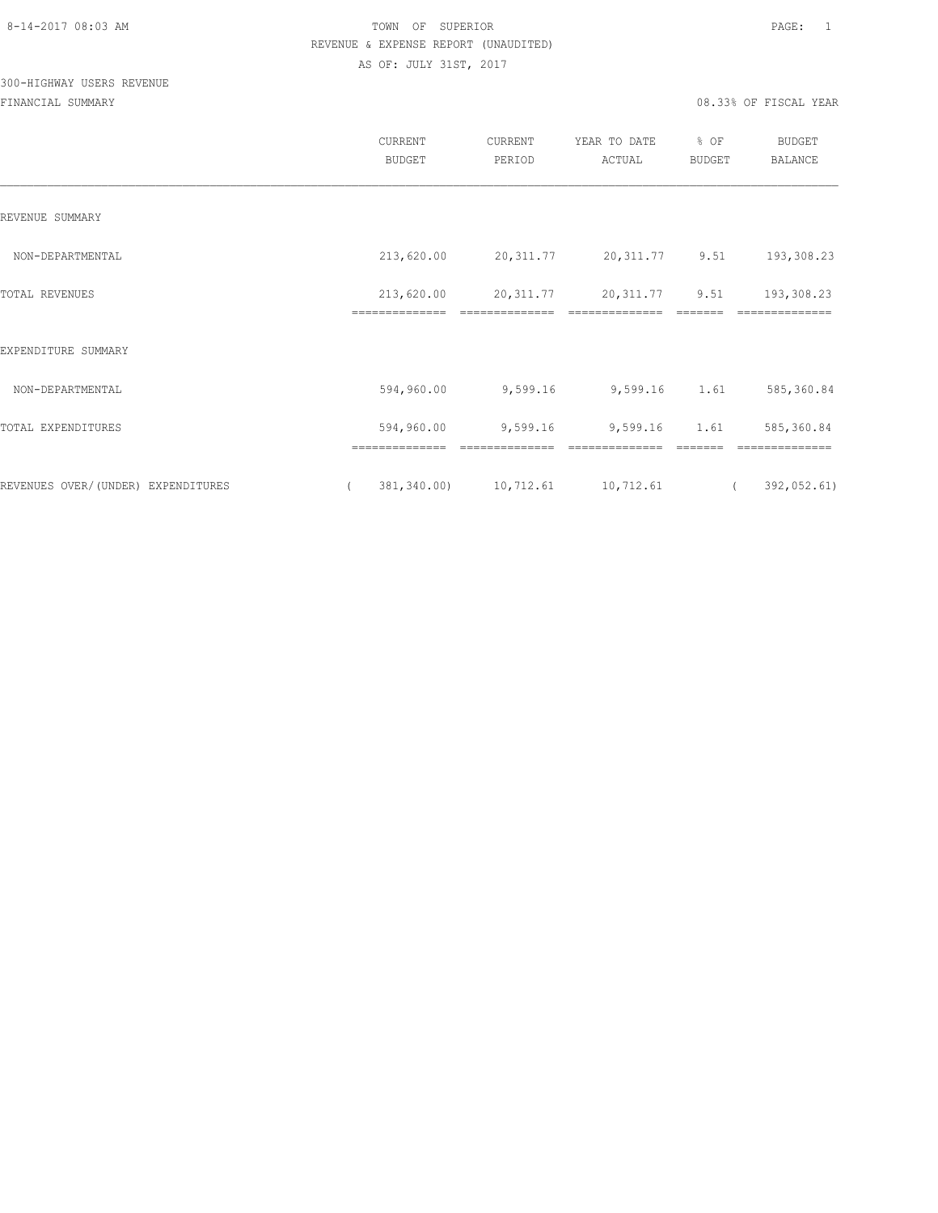TOWN OF SUPERIOR
REVENUE & EXPENSE REPORT (UNAUDITED)
AS OF: JULY 31ST, 2017

300-HIGHWAY USERS REVENUE

FINANCIAL SUMMARY

08.33% OF FISCAL YEAR

| | CURRENT BUDGET | CURRENT PERIOD | YEAR TO DATE ACTUAL | % OF BUDGET | BUDGET BALANCE |
|---|---|---|---|---|---|
| REVENUE SUMMARY | | | | | |
| NON-DEPARTMENTAL | 213,620.00 | 20,311.77 | 20,311.77 | 9.51 | 193,308.23 |
| TOTAL REVENUES | 213,620.00 | 20,311.77 | 20,311.77 | 9.51 | 193,308.23 |
| EXPENDITURE SUMMARY | | | | | |
| NON-DEPARTMENTAL | 594,960.00 | 9,599.16 | 9,599.16 | 1.61 | 585,360.84 |
| TOTAL EXPENDITURES | 594,960.00 | 9,599.16 | 9,599.16 | 1.61 | 585,360.84 |
| REVENUES OVER/(UNDER) EXPENDITURES | ( 381,340.00) | 10,712.61 | 10,712.61 | | ( 392,052.61) |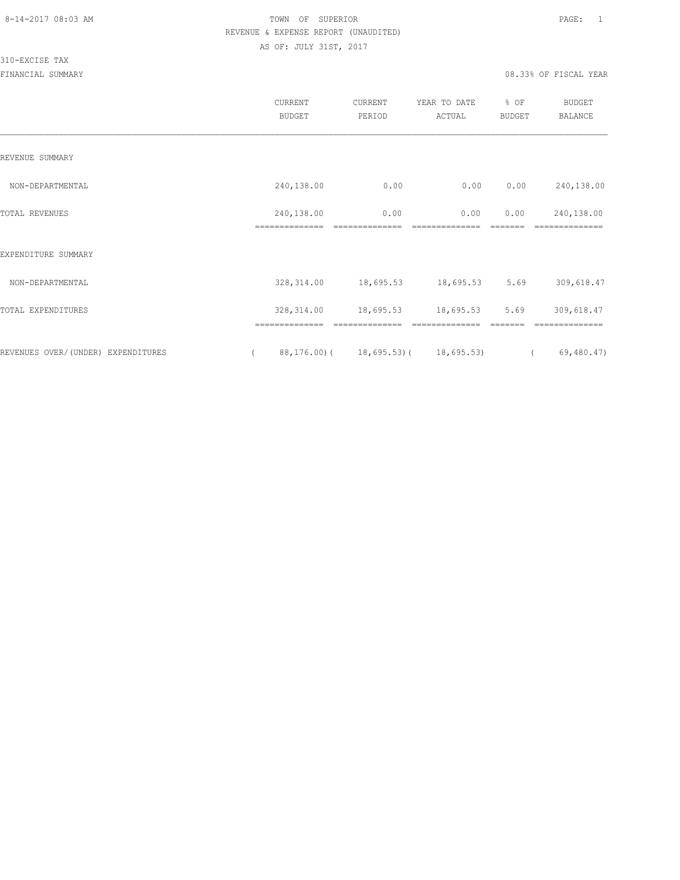8-14-2017 08:03 AM TOWN OF SUPERIOR

REVENUE & EXPENSE REPORT (UNAUDITED)

AS OF: JULY 31ST, 2017

310-EXCISE TAX

FINANCIAL SUMMARY 08.33% OF FISCAL YEAR

| | CURRENT BUDGET | CURRENT PERIOD | YEAR TO DATE ACTUAL | % OF BUDGET | BUDGET BALANCE |
|---|---|---|---|---|---|
| REVENUE SUMMARY | | | | | |
| NON-DEPARTMENTAL | 240,138.00 | 0.00 | 0.00 | 0.00 | 240,138.00 |
| TOTAL REVENUES | 240,138.00 | 0.00 | 0.00 | 0.00 | 240,138.00 |
| EXPENDITURE SUMMARY | | | | | |
| NON-DEPARTMENTAL | 328,314.00 | 18,695.53 | 18,695.53 | 5.69 | 309,618.47 |
| TOTAL EXPENDITURES | 328,314.00 | 18,695.53 | 18,695.53 | 5.69 | 309,618.47 |
| REVENUES OVER/(UNDER) EXPENDITURES | ( 88,176.00) | ( 18,695.53) | ( 18,695.53) | | ( 69,480.47) |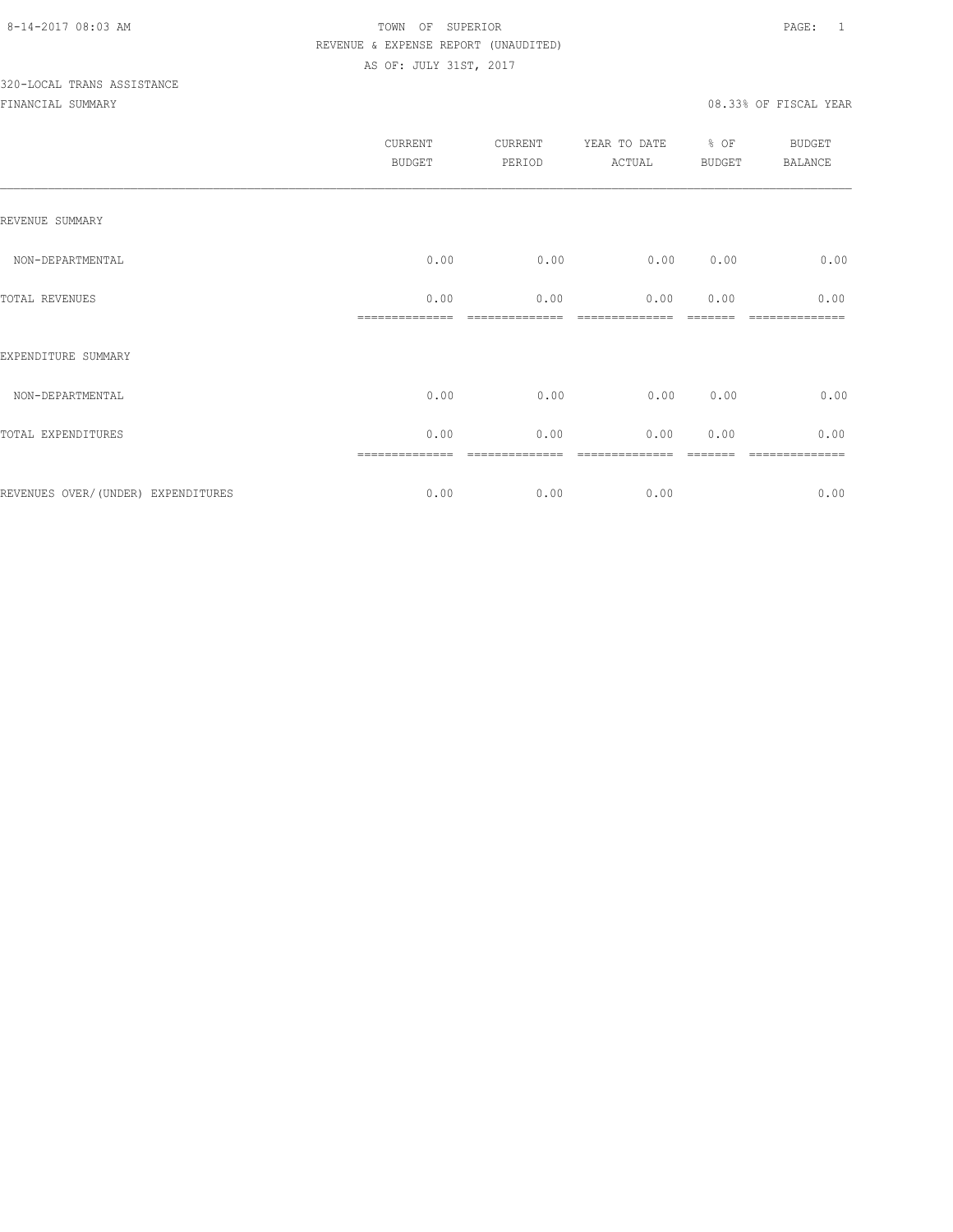8-14-2017 08:03 AM TOWN OF SUPERIOR PAGE: 1

REVENUE & EXPENSE REPORT (UNAUDITED)

AS OF: JULY 31ST, 2017

320-LOCAL TRANS ASSISTANCE

FINANCIAL SUMMARY 08.33% OF FISCAL YEAR

| | CURRENT BUDGET | CURRENT PERIOD | YEAR TO DATE ACTUAL | % OF BUDGET | BUDGET BALANCE |
|---|---|---|---|---|---|
| REVENUE SUMMARY | | | | | |
| NON-DEPARTMENTAL | 0.00 | 0.00 | 0.00 | 0.00 | 0.00 |
| TOTAL REVENUES | 0.00 | 0.00 | 0.00 | 0.00 | 0.00 |
| EXPENDITURE SUMMARY | | | | | |
| NON-DEPARTMENTAL | 0.00 | 0.00 | 0.00 | 0.00 | 0.00 |
| TOTAL EXPENDITURES | 0.00 | 0.00 | 0.00 | 0.00 | 0.00 |
| REVENUES OVER/(UNDER) EXPENDITURES | 0.00 | 0.00 | 0.00 | | 0.00 |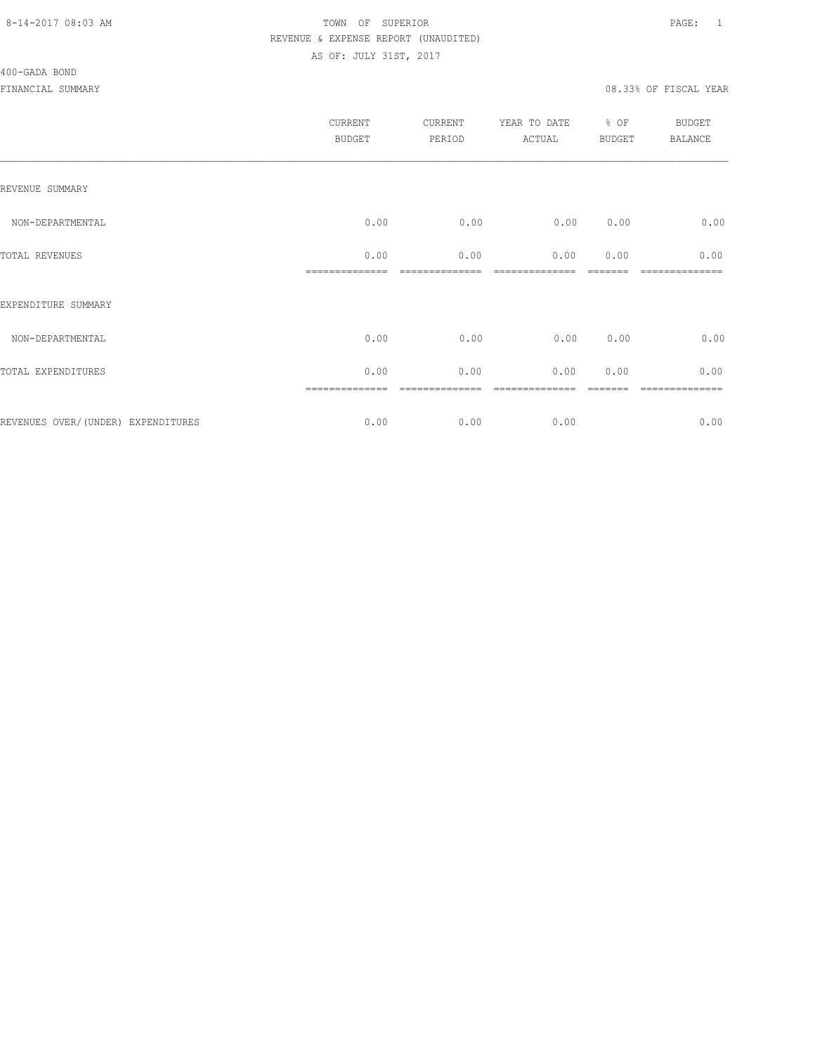TOWN OF SUPERIOR
REVENUE & EXPENSE REPORT (UNAUDITED)
AS OF: JULY 31ST, 2017

400-GADA BOND

FINANCIAL SUMMARY

08.33% OF FISCAL YEAR

| | CURRENT BUDGET | CURRENT PERIOD | YEAR TO DATE ACTUAL | % OF BUDGET | BUDGET BALANCE |
|---|---|---|---|---|---|
| REVENUE SUMMARY | | | | | |
| NON-DEPARTMENTAL | 0.00 | 0.00 | 0.00 | 0.00 | 0.00 |
| TOTAL REVENUES | 0.00 | 0.00 | 0.00 | 0.00 | 0.00 |
| EXPENDITURE SUMMARY | | | | | |
| NON-DEPARTMENTAL | 0.00 | 0.00 | 0.00 | 0.00 | 0.00 |
| TOTAL EXPENDITURES | 0.00 | 0.00 | 0.00 | 0.00 | 0.00 |
| REVENUES OVER/(UNDER) EXPENDITURES | 0.00 | 0.00 | 0.00 | | 0.00 |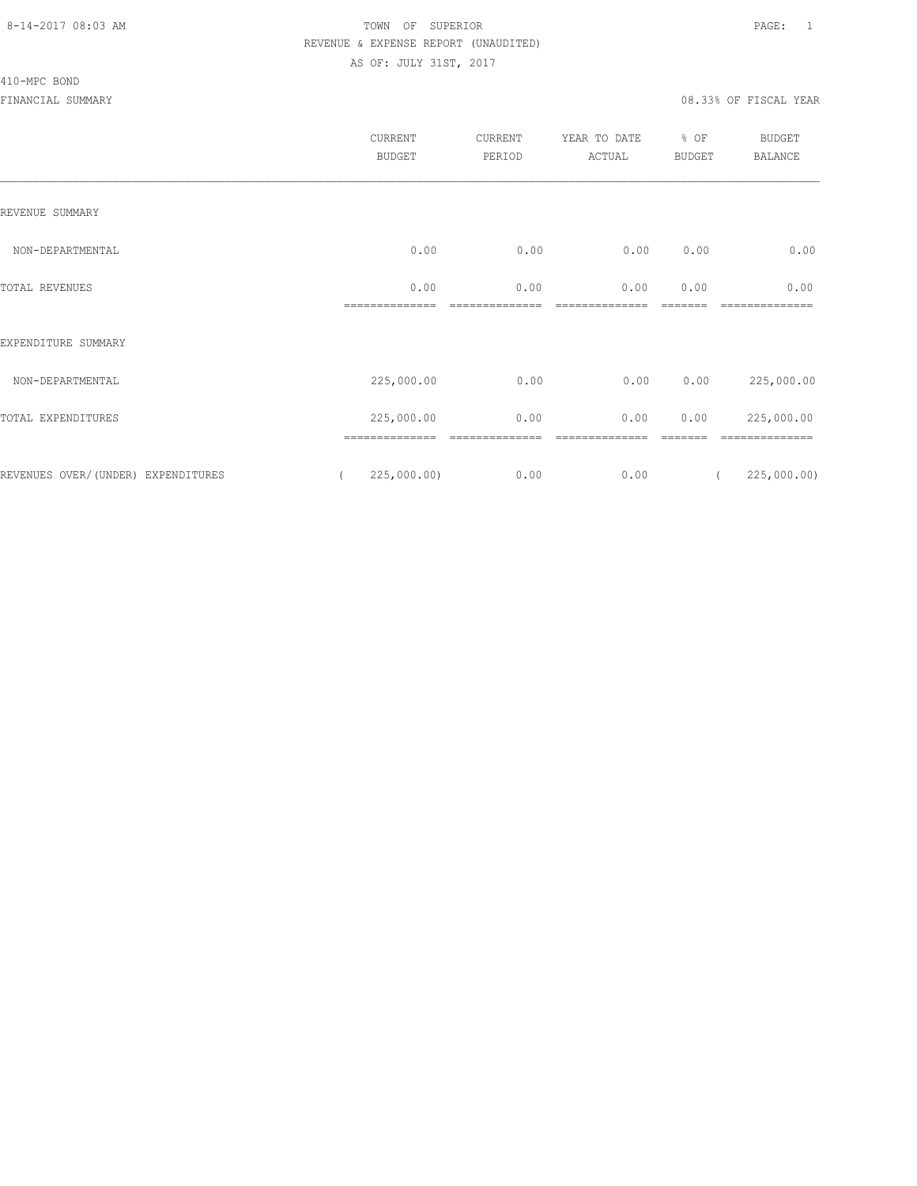TOWN OF SUPERIOR
REVENUE & EXPENSE REPORT (UNAUDITED)
AS OF: JULY 31ST, 2017

410-MPC BOND

FINANCIAL SUMMARY — 08.33% OF FISCAL YEAR

| | CURRENT BUDGET | CURRENT PERIOD | YEAR TO DATE ACTUAL | % OF BUDGET | BUDGET BALANCE |
|---|---|---|---|---|---|
| REVENUE SUMMARY | | | | | |
| NON-DEPARTMENTAL | 0.00 | 0.00 | 0.00 | 0.00 | 0.00 |
| TOTAL REVENUES | 0.00 | 0.00 | 0.00 | 0.00 | 0.00 |
| EXPENDITURE SUMMARY | | | | | |
| NON-DEPARTMENTAL | 225,000.00 | 0.00 | 0.00 | 0.00 | 225,000.00 |
| TOTAL EXPENDITURES | 225,000.00 | 0.00 | 0.00 | 0.00 | 225,000.00 |
| REVENUES OVER/(UNDER) EXPENDITURES | ( 225,000.00) | 0.00 | 0.00 | | ( 225,000.00) |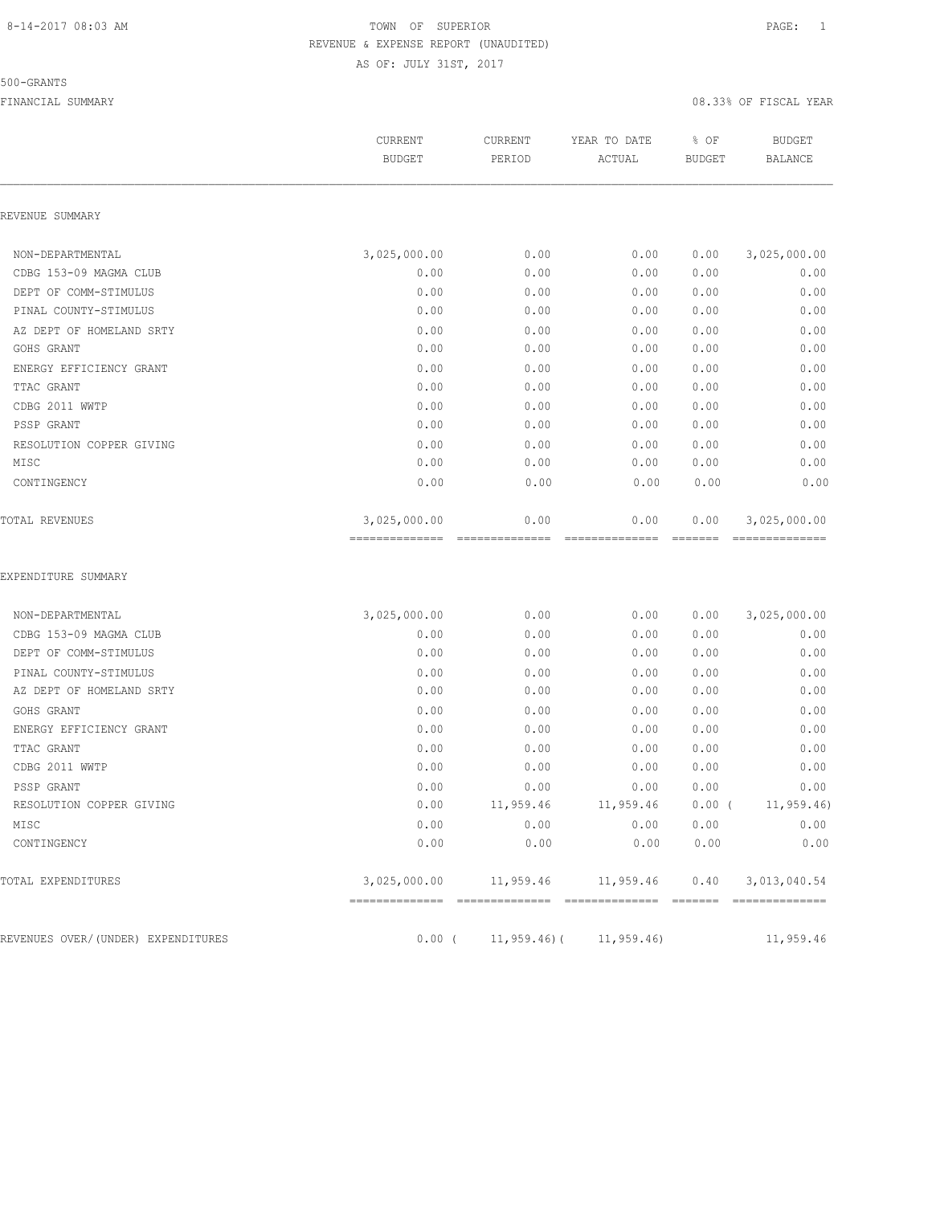TOWN OF SUPERIOR
REVENUE & EXPENSE REPORT (UNAUDITED)
AS OF: JULY 31ST, 2017

500-GRANTS

FINANCIAL SUMMARY — 08.33% OF FISCAL YEAR

| | CURRENT BUDGET | CURRENT PERIOD | YEAR TO DATE ACTUAL | % OF BUDGET | BUDGET BALANCE |
|---|---|---|---|---|---|
| **REVENUE SUMMARY** | | | | | |
| NON-DEPARTMENTAL | 3,025,000.00 | 0.00 | 0.00 | 0.00 | 3,025,000.00 |
| CDBG 153-09 MAGMA CLUB | 0.00 | 0.00 | 0.00 | 0.00 | 0.00 |
| DEPT OF COMM-STIMULUS | 0.00 | 0.00 | 0.00 | 0.00 | 0.00 |
| PINAL COUNTY-STIMULUS | 0.00 | 0.00 | 0.00 | 0.00 | 0.00 |
| AZ DEPT OF HOMELAND SRTY | 0.00 | 0.00 | 0.00 | 0.00 | 0.00 |
| GOHS GRANT | 0.00 | 0.00 | 0.00 | 0.00 | 0.00 |
| ENERGY EFFICIENCY GRANT | 0.00 | 0.00 | 0.00 | 0.00 | 0.00 |
| TTAC GRANT | 0.00 | 0.00 | 0.00 | 0.00 | 0.00 |
| CDBG 2011 WWTP | 0.00 | 0.00 | 0.00 | 0.00 | 0.00 |
| PSSP GRANT | 0.00 | 0.00 | 0.00 | 0.00 | 0.00 |
| RESOLUTION COPPER GIVING | 0.00 | 0.00 | 0.00 | 0.00 | 0.00 |
| MISC | 0.00 | 0.00 | 0.00 | 0.00 | 0.00 |
| CONTINGENCY | 0.00 | 0.00 | 0.00 | 0.00 | 0.00 |
| TOTAL REVENUES | 3,025,000.00 | 0.00 | 0.00 | 0.00 | 3,025,000.00 |
| **EXPENDITURE SUMMARY** | | | | | |
| NON-DEPARTMENTAL | 3,025,000.00 | 0.00 | 0.00 | 0.00 | 3,025,000.00 |
| CDBG 153-09 MAGMA CLUB | 0.00 | 0.00 | 0.00 | 0.00 | 0.00 |
| DEPT OF COMM-STIMULUS | 0.00 | 0.00 | 0.00 | 0.00 | 0.00 |
| PINAL COUNTY-STIMULUS | 0.00 | 0.00 | 0.00 | 0.00 | 0.00 |
| AZ DEPT OF HOMELAND SRTY | 0.00 | 0.00 | 0.00 | 0.00 | 0.00 |
| GOHS GRANT | 0.00 | 0.00 | 0.00 | 0.00 | 0.00 |
| ENERGY EFFICIENCY GRANT | 0.00 | 0.00 | 0.00 | 0.00 | 0.00 |
| TTAC GRANT | 0.00 | 0.00 | 0.00 | 0.00 | 0.00 |
| CDBG 2011 WWTP | 0.00 | 0.00 | 0.00 | 0.00 | 0.00 |
| PSSP GRANT | 0.00 | 0.00 | 0.00 | 0.00 | 0.00 |
| RESOLUTION COPPER GIVING | 0.00 | 11,959.46 | 11,959.46 | 0.00 | ( 11,959.46) |
| MISC | 0.00 | 0.00 | 0.00 | 0.00 | 0.00 |
| CONTINGENCY | 0.00 | 0.00 | 0.00 | 0.00 | 0.00 |
| TOTAL EXPENDITURES | 3,025,000.00 | 11,959.46 | 11,959.46 | 0.40 | 3,013,040.54 |
| REVENUES OVER/(UNDER) EXPENDITURES | 0.00 | ( 11,959.46) | ( 11,959.46) | | 11,959.46 |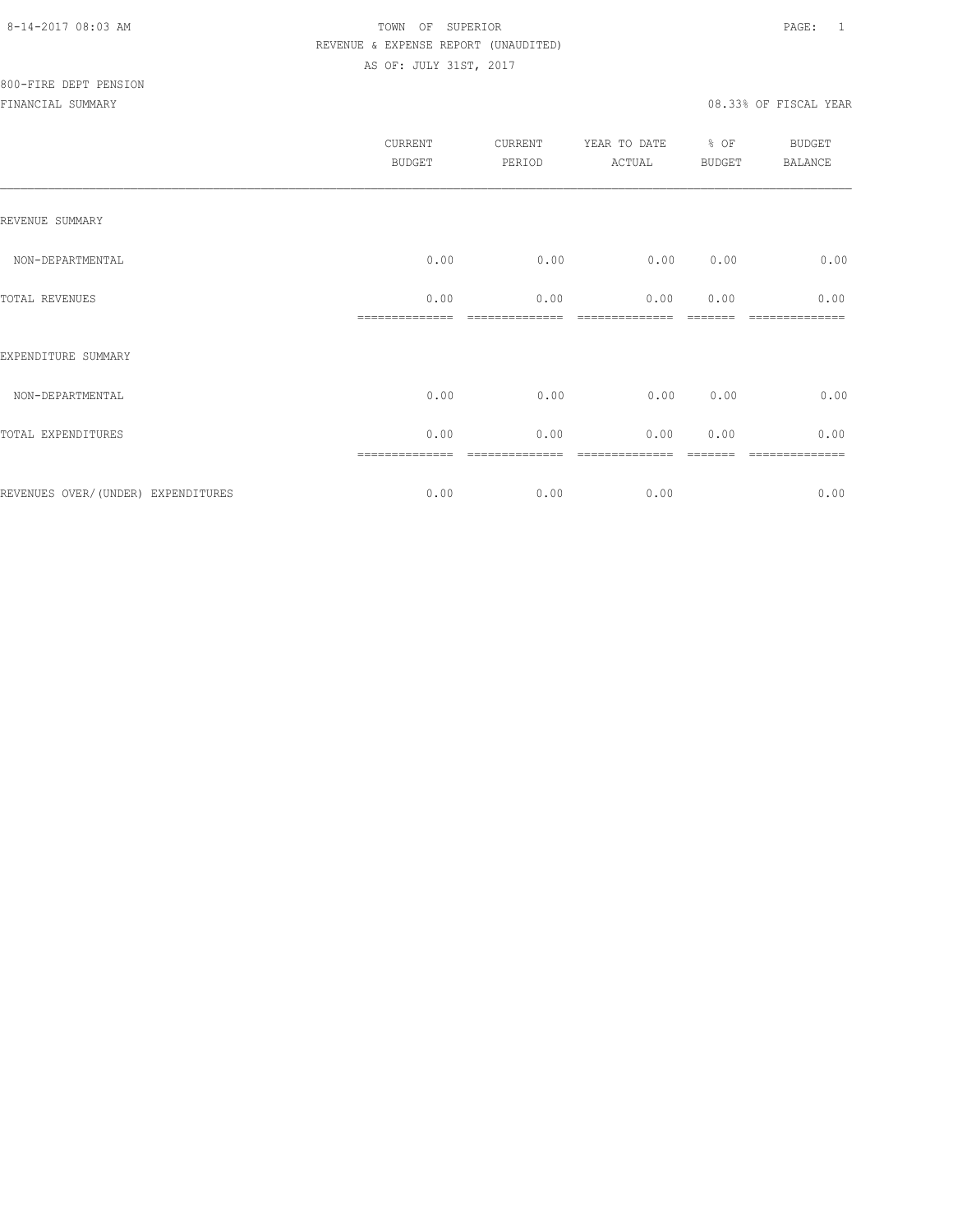TOWN OF SUPERIOR

REVENUE & EXPENSE REPORT (UNAUDITED)

AS OF: JULY 31ST, 2017

800-FIRE DEPT PENSION

FINANCIAL SUMMARY — 08.33% OF FISCAL YEAR

| | CURRENT BUDGET | CURRENT PERIOD | YEAR TO DATE ACTUAL | % OF BUDGET | BUDGET BALANCE |
|---|---|---|---|---|---|
| REVENUE SUMMARY | | | | | |
| NON-DEPARTMENTAL | 0.00 | 0.00 | 0.00 | 0.00 | 0.00 |
| TOTAL REVENUES | 0.00 | 0.00 | 0.00 | 0.00 | 0.00 |
| EXPENDITURE SUMMARY | | | | | |
| NON-DEPARTMENTAL | 0.00 | 0.00 | 0.00 | 0.00 | 0.00 |
| TOTAL EXPENDITURES | 0.00 | 0.00 | 0.00 | 0.00 | 0.00 |
| REVENUES OVER/(UNDER) EXPENDITURES | 0.00 | 0.00 | 0.00 | | 0.00 |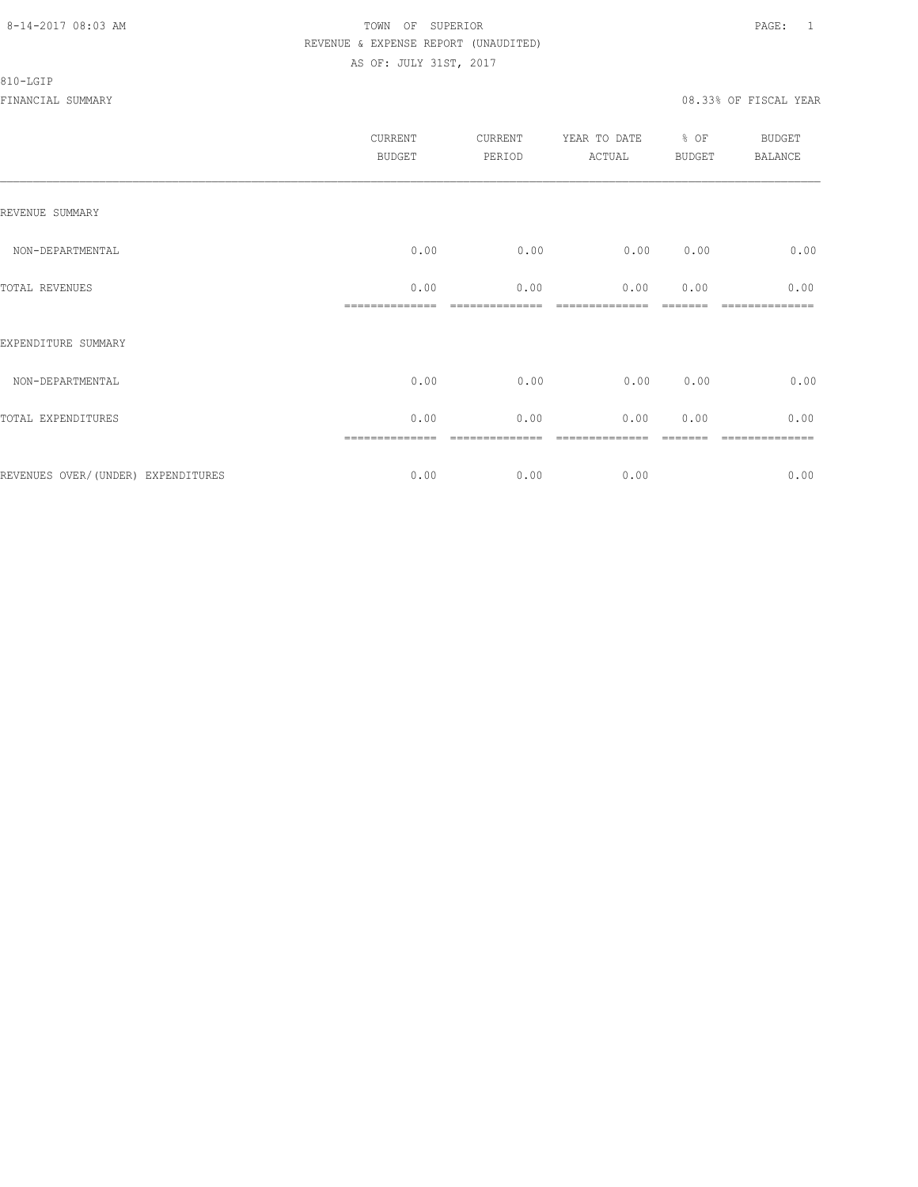TOWN OF SUPERIOR
REVENUE & EXPENSE REPORT (UNAUDITED)
AS OF: JULY 31ST, 2017

810-LGIP

FINANCIAL SUMMARY 08.33% OF FISCAL YEAR

| | CURRENT BUDGET | CURRENT PERIOD | YEAR TO DATE ACTUAL | % OF BUDGET | BUDGET BALANCE |
|---|---|---|---|---|---|
| REVENUE SUMMARY | | | | | |
| NON-DEPARTMENTAL | 0.00 | 0.00 | 0.00 | 0.00 | 0.00 |
| TOTAL REVENUES | 0.00 | 0.00 | 0.00 | 0.00 | 0.00 |
| EXPENDITURE SUMMARY | | | | | |
| NON-DEPARTMENTAL | 0.00 | 0.00 | 0.00 | 0.00 | 0.00 |
| TOTAL EXPENDITURES | 0.00 | 0.00 | 0.00 | 0.00 | 0.00 |
| REVENUES OVER/(UNDER) EXPENDITURES | 0.00 | 0.00 | 0.00 | | 0.00 |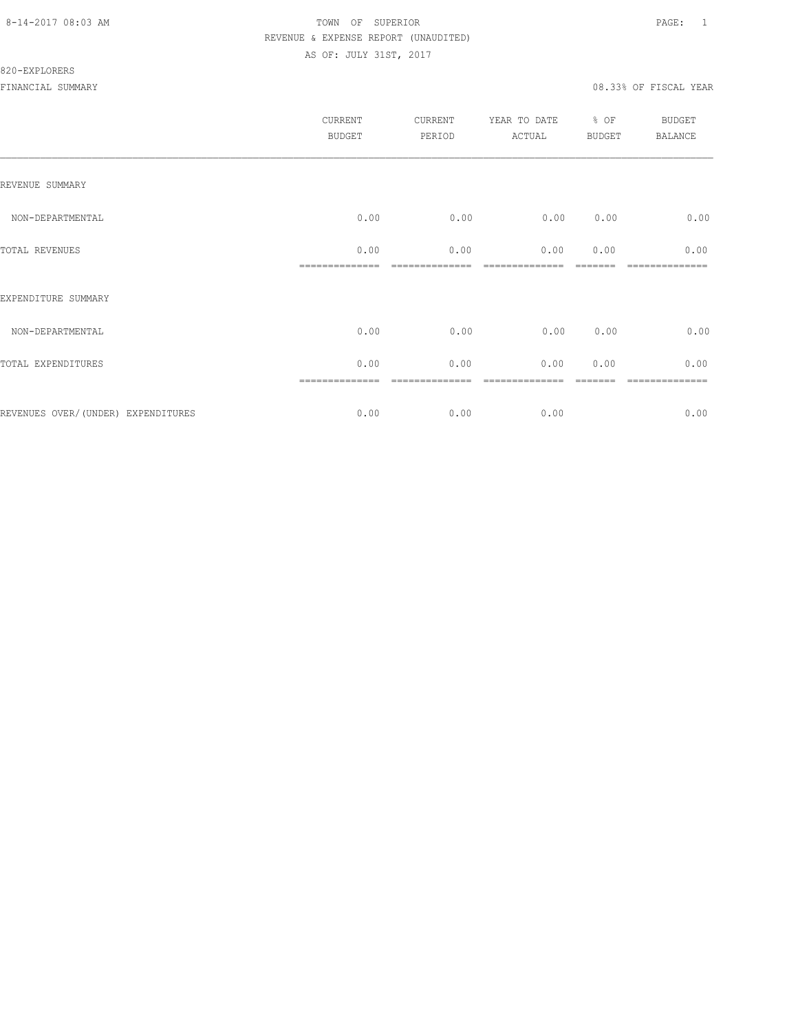TOWN OF SUPERIOR
REVENUE & EXPENSE REPORT (UNAUDITED)
AS OF: JULY 31ST, 2017

8-14-2017 08:03 AM

820-EXPLORERS

FINANCIAL SUMMARY

08.33% OF FISCAL YEAR

| | CURRENT BUDGET | CURRENT PERIOD | YEAR TO DATE ACTUAL | % OF BUDGET | BUDGET BALANCE |
|---|---|---|---|---|---|
| REVENUE SUMMARY | | | | | |
| NON-DEPARTMENTAL | 0.00 | 0.00 | 0.00 | 0.00 | 0.00 |
| TOTAL REVENUES | 0.00 | 0.00 | 0.00 | 0.00 | 0.00 |
| EXPENDITURE SUMMARY | | | | | |
| NON-DEPARTMENTAL | 0.00 | 0.00 | 0.00 | 0.00 | 0.00 |
| TOTAL EXPENDITURES | 0.00 | 0.00 | 0.00 | 0.00 | 0.00 |
| REVENUES OVER/(UNDER) EXPENDITURES | 0.00 | 0.00 | 0.00 | | 0.00 |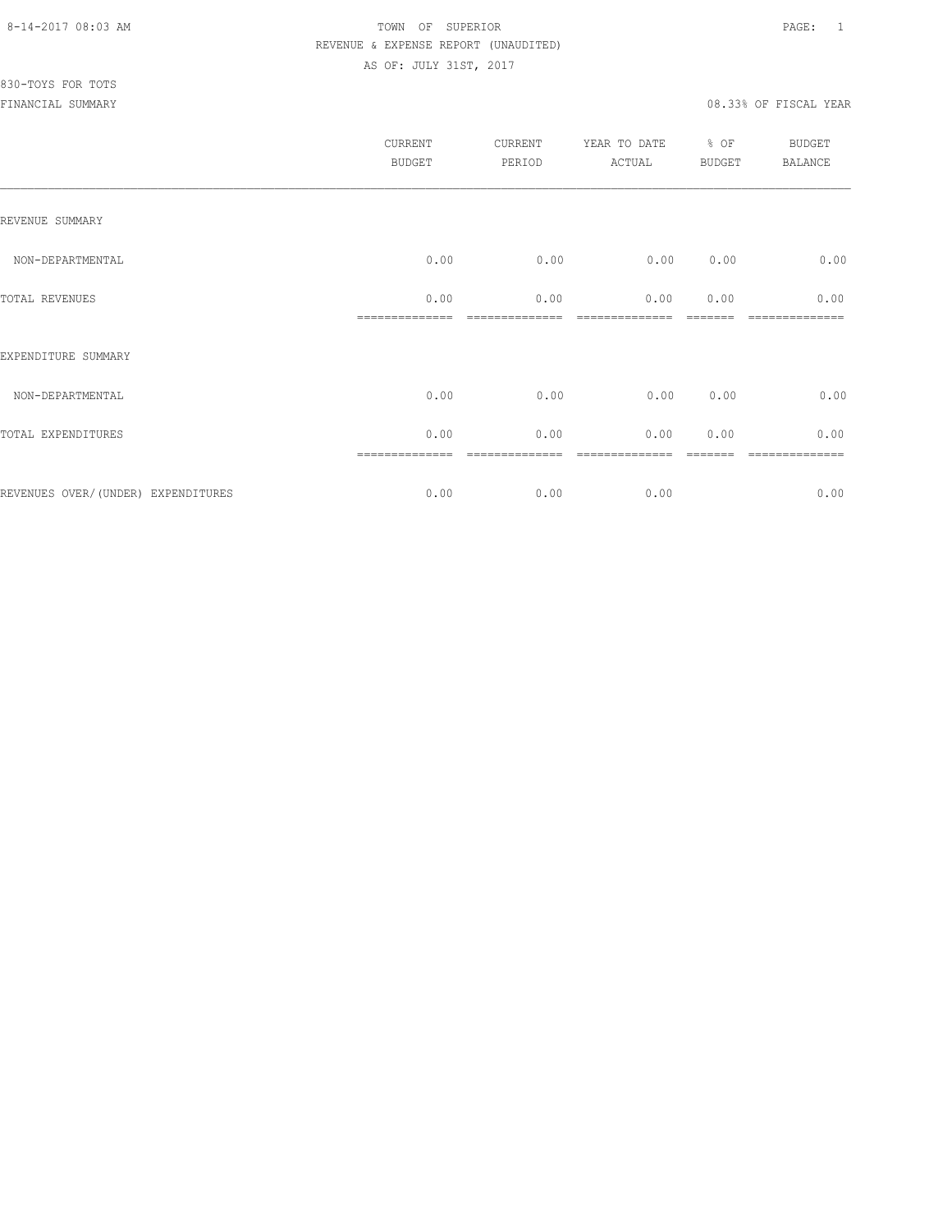TOWN OF SUPERIOR
REVENUE & EXPENSE REPORT (UNAUDITED)
AS OF: JULY 31ST, 2017

830-TOYS FOR TOTS
FINANCIAL SUMMARY

08.33% OF FISCAL YEAR

| | CURRENT BUDGET | CURRENT PERIOD | YEAR TO DATE ACTUAL | % OF BUDGET | BUDGET BALANCE |
|---|---|---|---|---|---|
| REVENUE SUMMARY | | | | | |
| NON-DEPARTMENTAL | 0.00 | 0.00 | 0.00 | 0.00 | 0.00 |
| TOTAL REVENUES | 0.00 | 0.00 | 0.00 | 0.00 | 0.00 |
| EXPENDITURE SUMMARY | | | | | |
| NON-DEPARTMENTAL | 0.00 | 0.00 | 0.00 | 0.00 | 0.00 |
| TOTAL EXPENDITURES | 0.00 | 0.00 | 0.00 | 0.00 | 0.00 |
| REVENUES OVER/(UNDER) EXPENDITURES | 0.00 | 0.00 | 0.00 | | 0.00 |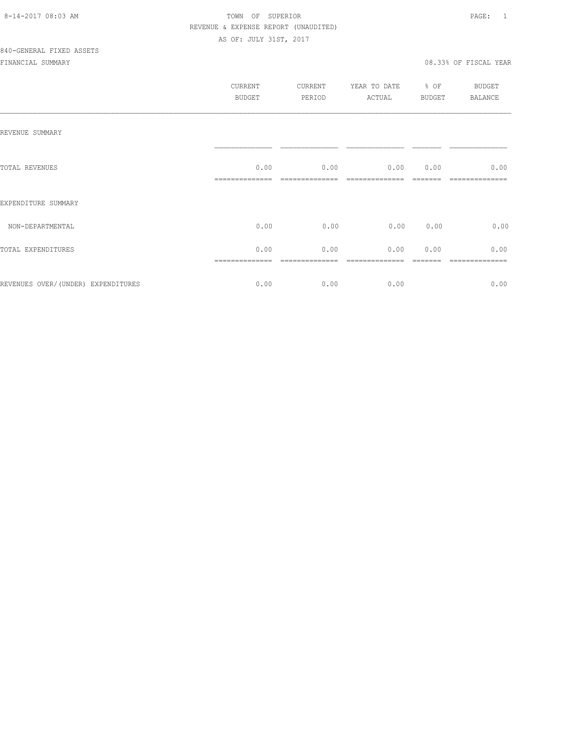8-14-2017 08:03 AM

TOWN OF SUPERIOR

REVENUE & EXPENSE REPORT (UNAUDITED)

AS OF: JULY 31ST, 2017

840-GENERAL FIXED ASSETS

FINANCIAL SUMMARY

08.33% OF FISCAL YEAR

| | CURRENT BUDGET | CURRENT PERIOD | YEAR TO DATE ACTUAL | % OF BUDGET | BUDGET BALANCE |
|---|---|---|---|---|---|
| REVENUE SUMMARY | | | | | |
| TOTAL REVENUES | 0.00 | 0.00 | 0.00 | 0.00 | 0.00 |
| EXPENDITURE SUMMARY | | | | | |
| NON-DEPARTMENTAL | 0.00 | 0.00 | 0.00 | 0.00 | 0.00 |
| TOTAL EXPENDITURES | 0.00 | 0.00 | 0.00 | 0.00 | 0.00 |
| REVENUES OVER/(UNDER) EXPENDITURES | 0.00 | 0.00 | 0.00 | | 0.00 |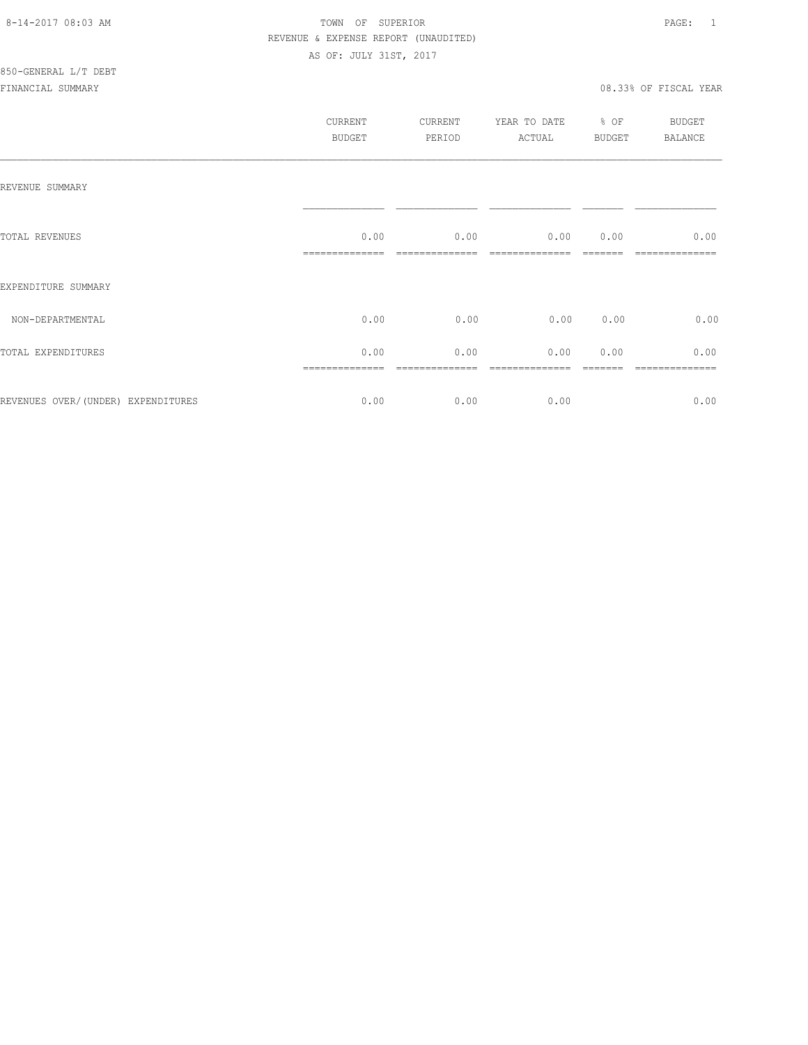8-14-2017 08:03 AM

# TOWN OF SUPERIOR

REVENUE & EXPENSE REPORT (UNAUDITED)

AS OF: JULY 31ST, 2017

850-GENERAL L/T DEBT

FINANCIAL SUMMARY

08.33% OF FISCAL YEAR

| | CURRENT BUDGET | CURRENT PERIOD | YEAR TO DATE ACTUAL | % OF BUDGET | BUDGET BALANCE |
|---|---|---|---|---|---|
| REVENUE SUMMARY | | | | | |
| TOTAL REVENUES | 0.00 | 0.00 | 0.00 | 0.00 | 0.00 |
| EXPENDITURE SUMMARY | | | | | |
| NON-DEPARTMENTAL | 0.00 | 0.00 | 0.00 | 0.00 | 0.00 |
| TOTAL EXPENDITURES | 0.00 | 0.00 | 0.00 | 0.00 | 0.00 |
| REVENUES OVER/(UNDER) EXPENDITURES | 0.00 | 0.00 | 0.00 | | 0.00 |